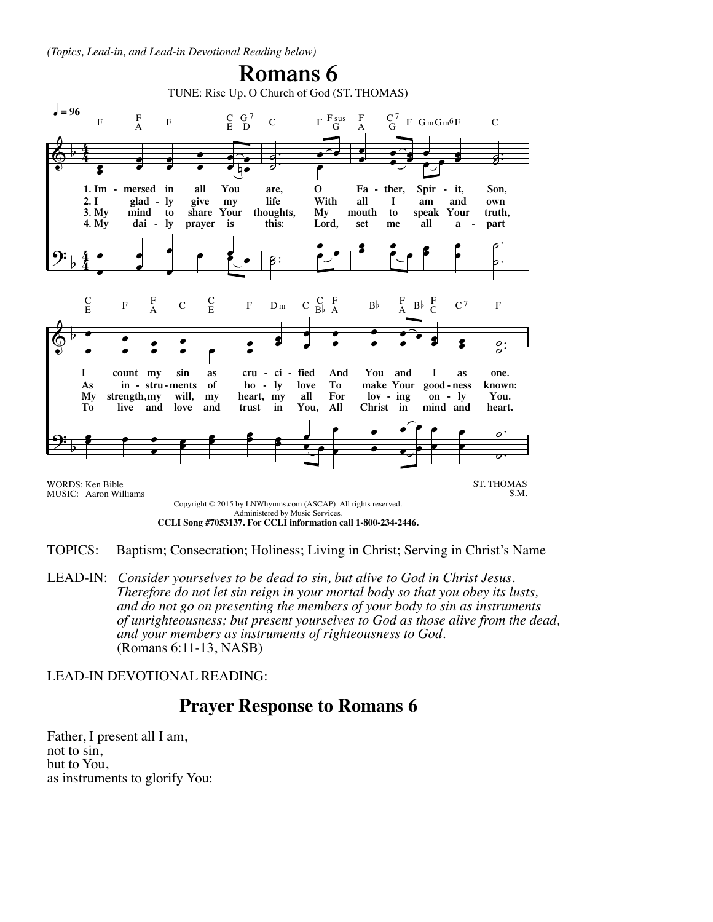*(Topics, Lead-in, and Lead-in Devotional Reading below)*

# Romans 6

TUNE: Rise Up, O Church of God (ST. THOMAS)

1. Immersed in all You are, O Father, Spirit, Son, I count my sin as crucified And You and I as one.
2. I gladly give my life With all I am and own As instruments of holy love To make Your goodness known:
3. My mind to share Your thoughts, My mouth to speak Your truth, My strength, my will, my heart, my all For loving only You.
4. My daily prayer is this: Lord, set me all apart To live and love and trust in You, All Christ in mind and heart.

WORDS: Ken Bible
MUSIC: Aaron Williams

ST. THOMAS
S.M.

Copyright © 2015 by LNWhymns.com (ASCAP). All rights reserved.
Administered by Music Services.
**CCLI Song #7053137. For CCLI information call 1-800-234-2446.**

TOPICS: Baptism; Consecration; Holiness; Living in Christ; Serving in Christ's Name

LEAD-IN: *Consider yourselves to be dead to sin, but alive to God in Christ Jesus. Therefore do not let sin reign in your mortal body so that you obey its lusts, and do not go on presenting the members of your body to sin as instruments of unrighteousness; but present yourselves to God as those alive from the dead, and your members as instruments of righteousness to God.* (Romans 6:11-13, NASB)

LEAD-IN DEVOTIONAL READING:

## Prayer Response to Romans 6

Father, I present all I am,
not to sin,
but to You,
as instruments to glorify You: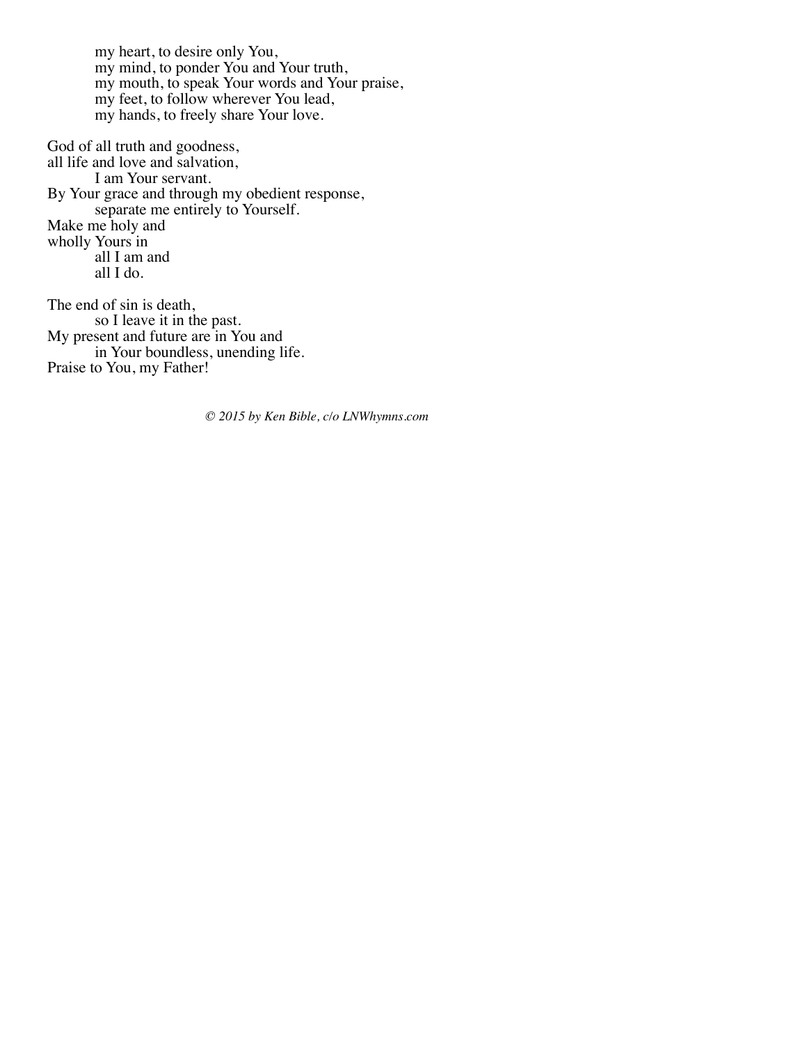my heart, to desire only You,
my mind, to ponder You and Your truth,
my mouth, to speak Your words and Your praise,
my feet, to follow wherever You lead,
my hands, to freely share Your love.

God of all truth and goodness,
all life and love and salvation,
I am Your servant.
By Your grace and through my obedient response,
separate me entirely to Yourself.
Make me holy and
wholly Yours in
all I am and
all I do.

The end of sin is death,
so I leave it in the past.
My present and future are in You and
in Your boundless, unending life.
Praise to You, my Father!

*© 2015 by Ken Bible, c/o LNWhymns.com*